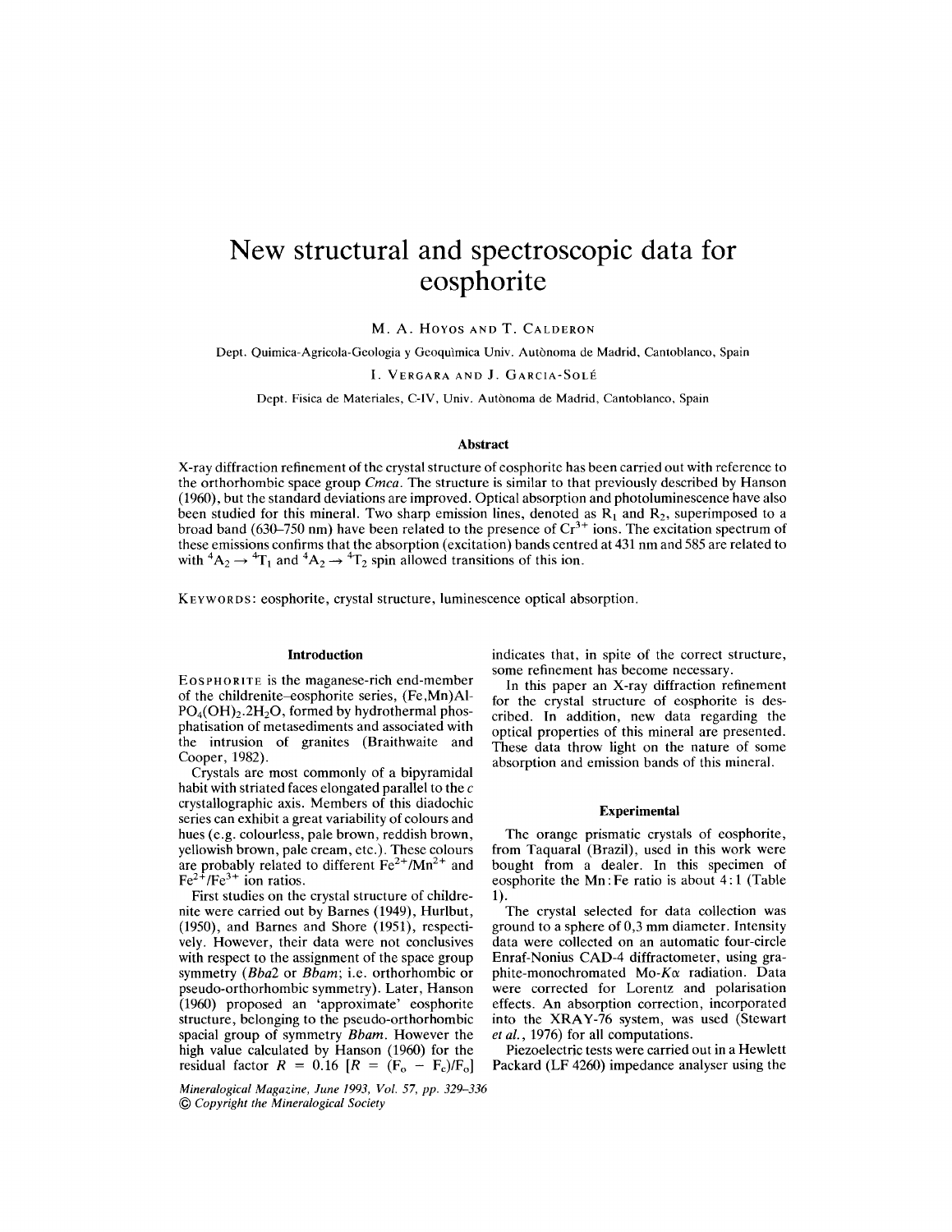# New structural and spectroscopic data for eosphorite

M. A. Hoyos and T. Calderon

Dept. Quimica-Agricola-Geologia y Geoquìmica Univ. Autònoma de Madrid, Cantoblanco, Spain

I. Vergara and J. Garcia-Solé

Dept. Fisica de Materiales, C-IV, Univ. Autònoma de Madrid, Cantoblanco, Spain

### Abstract

X-ray diffraction refinement of the crystal structure of eosphorite has been carried out with reference to the orthorhombic space group *Cmca*. The structure is similar to that previously described by Hanson (1960), but the standard deviations are improved. Optical absorption and photoluminescence have also been studied for this mineral. Two sharp emission lines, denoted as $R_1$ and $R_2$, superimposed to a broad band (630–750 nm) have been related to the presence of $Cr^{3+}$ ions. The excitation spectrum of these emissions confirms that the absorption (excitation) bands centred at 431 nm and 585 are related to with $^4A_2 \rightarrow {}^4T_1$ and $^4A_2 \rightarrow {}^4T_2$ spin allowed transitions of this ion.

Keywords: eosphorite, crystal structure, luminescence optical absorption.

## Introduction

Eosphorite is the maganese-rich end-member of the childrenite–eosphorite series, (Fe,Mn)Al-$PO_4(OH)_2.2H_2O$, formed by hydrothermal phosphatisation of metasediments and associated with the intrusion of granites (Braithwaite and Cooper, 1982).

Crystals are most commonly of a bipyramidal habit with striated faces elongated parallel to the *c* crystallographic axis. Members of this diadochic series can exhibit a great variability of colours and hues (e.g. colourless, pale brown, reddish brown, yellowish brown, pale cream, etc.). These colours are probably related to different $Fe^{2+}/Mn^{2+}$ and $Fe^{2+}/Fe^{3+}$ ion ratios.

First studies on the crystal structure of childrenite were carried out by Barnes (1949), Hurlbut, (1950), and Barnes and Shore (1951), respectively. However, their data were not conclusives with respect to the assignment of the space group symmetry (*Bba*2 or *Bbam*; i.e. orthorhombic or pseudo-orthorhombic symmetry). Later, Hanson (1960) proposed an 'approximate' eosphorite structure, belonging to the pseudo-orthorhombic spacial group of symmetry *Bbam*. However the high value calculated by Hanson (1960) for the residual factor $R = 0.16$ [$R = (F_o - F_c)/F_o$] indicates that, in spite of the correct structure, some refinement has become necessary.

In this paper an X-ray diffraction refinement for the crystal structure of eosphorite is described. In addition, new data regarding the optical properties of this mineral are presented. These data throw light on the nature of some absorption and emission bands of this mineral.

## Experimental

The orange prismatic crystals of eosphorite, from Taquaral (Brazil), used in this work were bought from a dealer. In this specimen of eosphorite the Mn:Fe ratio is about 4:1 (Table 1).

The crystal selected for data collection was ground to a sphere of 0,3 mm diameter. Intensity data were collected on an automatic four-circle Enraf-Nonius CAD-4 diffractometer, using graphite-monochromated Mo-*Kα* radiation. Data were corrected for Lorentz and polarisation effects. An absorption correction, incorporated into the XRAY-76 system, was used (Stewart *et al.*, 1976) for all computations.

Piezoelectric tests were carried out in a Hewlett Packard (LF 4260) impedance analyser using the

*Mineralogical Magazine, June 1993, Vol. 57, pp. 329–336*
*© Copyright the Mineralogical Society*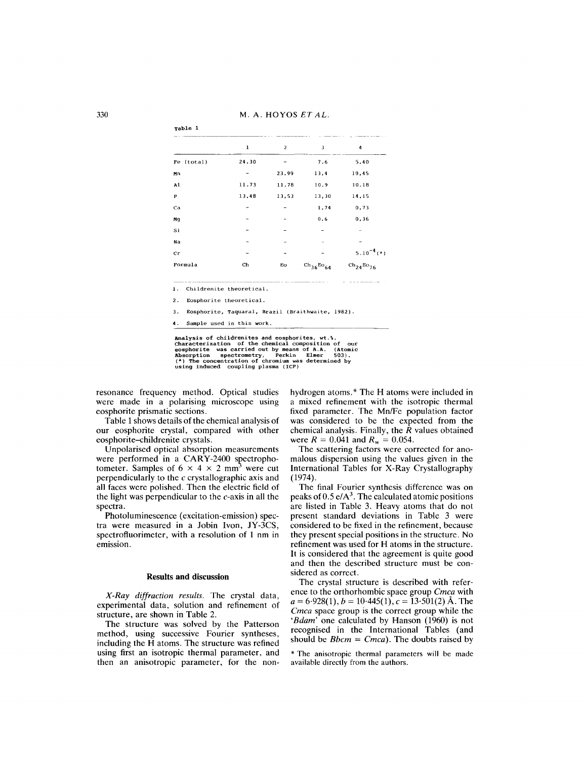Table 1

| | 1 | 2 | 3 | 4 |
|---|---|---|---|---|
| Fe (total) | 24.30 | - | 7.6 | 5.40 |
| Mn | - | 23.99 | 13.4 | 19.45 |
| Al | 11.73 | 11.78 | 10.9 | 10.18 |
| P | 13.48 | 13.53 | 13.30 | 14.15 |
| Ca | - | - | 1.74 | 0.73 |
| Mg | - | - | 0.6 | 0.36 |
| Si | - | - | - | - |
| Na | - | - | - | - |
| Cr | - | - | - | $5.10^{-4}$(*) |
| Formula | Ch | Eo | $Ch_{36}Eo_{64}$ | $Ch_{24}Eo_{76}$ |

1. Childrenite theoretical.
2. Eosphorite theoretical.
3. Eosphorite, Taquaral, Brazil (Braithwaite, 1982).
4. Sample used in this work.

**Analysis of childrenites and eosphorites, wt.%.** Characterization of the chemical composition of our eosphorite was carried out by means of A.A. (Atomic Absorption spectrometry, Perkin Elmer 503). (*) The concentration of chromium was determined by using induced coupling plasma (ICP)

resonance frequency method. Optical studies were made in a polarising microscope using eosphorite prismatic sections.

Table 1 shows details of the chemical analysis of our eosphorite crystal, compared with other eosphorite–childrenite crystals.

Unpolarised optical absorption measurements were performed in a CARY-2400 spectrophotometer. Samples of $6 \times 4 \times 2$ mm$^3$ were cut perpendicularly to the *c* crystallographic axis and all faces were polished. Then the electric field of the light was perpendicular to the *c*-axis in all the spectra.

Photoluminescence (excitation-emission) spectra were measured in a Jobin Ivon, JY-3CS, spectrofluorimeter, with a resolution of 1 nm in emission.

## Results and discussion

*X-Ray diffraction results.* The crystal data, experimental data, solution and refinement of structure, are shown in Table 2.

The structure was solved by the Patterson method, using successive Fourier syntheses, including the H atoms. The structure was refined using first an isotropic thermal parameter, and then an anisotropic parameter, for the non-hydrogen atoms.* The H atoms were included in a mixed refinement with the isotropic thermal fixed parameter. The Mn/Fe population factor was considered to be the expected from the chemical analysis. Finally, the $R$ values obtained were $R = 0.041$ and $R_w = 0.054$.

The scattering factors were corrected for anomalous dispersion using the values given in the International Tables for X-Ray Crystallography (1974).

The final Fourier synthesis difference was on peaks of 0.5 e/A$^3$. The calculated atomic positions are listed in Table 3. Heavy atoms that do not present standard deviations in Table 3 were considered to be fixed in the refinement, because they present special positions in the structure. No refinement was used for H atoms in the structure. It is considered that the agreement is quite good and then the described structure must be considered as correct.

The crystal structure is described with reference to the orthorhombic space group *Cmca* with $a = 6{\cdot}928(1)$, $b = 10{\cdot}445(1)$, $c = 13{\cdot}501(2)$ Å. The *Cmca* space group is the correct group while the '*Bdam*' one calculated by Hanson (1960) is not recognised in the International Tables (and should be *Bbcm* = *Cmca*). The doubts raised by

* The anisotropic thermal parameters will be made available directly from the authors.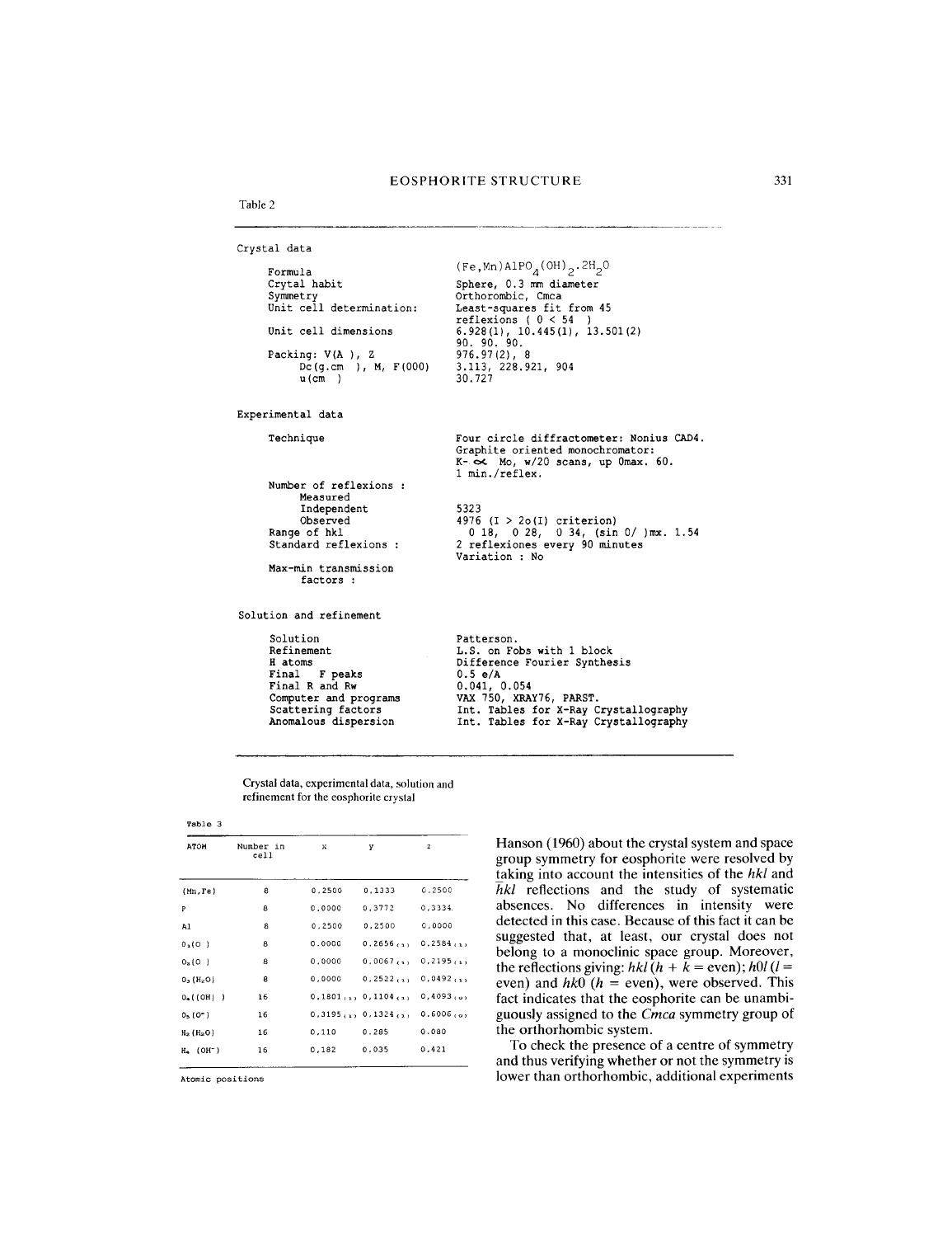Table 2

| | |
|---|---|
| **Crystal data** | |
| Formula | (Fe,Mn)AlPO$_4$(OH)$_2$.2H$_2$O |
| Crytal habit | Sphere, 0.3 mm diameter |
| Symmetry | Orthorombic, Cmca |
| Unit cell determination: | Least-squares fit from 45 reflexions ( 0 < 54 ) |
| Unit cell dimensions | 6.928(1), 10.445(1), 13.501(2) 90. 90. 90. |
| Packing: V(A ), Z | 976.97(2), 8 |
| Dc(g.cm ), M, F(000) | 3.113, 228.921, 904 |
| u(cm ) | 30.727 |
| **Experimental data** | |
| Technique | Four circle diffractometer: Nonius CAD4. Graphite oriented monochromator: K-α Mo, w/2θ scans, up θmax. 60. 1 min./reflex. |
| Number of reflexions : | |
| Measured | |
| Independent | 5323 |
| Observed | 4976 (I > 2σ(I) criterion) |
| Range of hkl | 0 18, 0 28, 0 34, (sin θ/ )mx. 1.54 |
| Standard reflexions : | 2 reflexiones every 90 minutes Variation : No |
| Max-min transmission factors : | |
| **Solution and refinement** | |
| Solution | Patterson. |
| Refinement | L.S. on Fobs with 1 block |
| H atoms | Difference Fourier Synthesis |
| Final F peaks | 0.5 e/A |
| Final R and Rw | 0.041, 0.054 |
| Computer and programs | VAX 750, XRAY76, PARST. |
| Scattering factors | Int. Tables for X-Ray Crystallography |
| Anomalous dispersion | Int. Tables for X-Ray Crystallography |

Crystal data, experimental data, solution and refinement for the eosphorite crystal

Table 3

| ATOM | Number in cell | x | y | z |
|---|---|---|---|---|
| (Mn,Fe) | 8 | 0.2500 | 0.1333 | 0.2500 |
| P | 8 | 0.0000 | 0.3772 | 0.3334 |
| Al | 8 | 0.2500 | 0.2500 | 0.0000 |
| $O_1$(O ) | 8 | 0.0000 | 0.2656(1) | 0.2584(1) |
| $O_2$(O ) | 8 | 0.0000 | 0.0067(1) | 0.2195(1) |
| $O_3$($H_2O$) | 8 | 0.0000 | 0.2522(1) | 0.0492(1) |
| $O_4$((OH) ) | 16 | 0.1801(1) | 0.1104(1) | 0.4093(0) |
| $O_5$($O^-$) | 16 | 0.3195(1) | 0.1324(1) | 0.6006(0) |
| $H_3$($H_2O$) | 16 | 0.110 | 0.285 | 0.080 |
| $H_4$ ($OH^-$) | 16 | 0.182 | 0.035 | 0.421 |

Atomic positions

Hanson (1960) about the crystal system and space group symmetry for eosphorite were resolved by taking into account the intensities of the *hkl* and $\bar{h}kl$ reflections and the study of systematic absences. No differences in intensity were detected in this case. Because of this fact it can be suggested that, at least, our crystal does not belong to a monoclinic space group. Moreover, the reflections giving: *hkl* ($h + k$ = even); *h0l* ($l$ = even) and *hk0* ($h$ = even), were observed. This fact indicates that the eosphorite can be unambiguously assigned to the *Cmca* symmetry group of the orthorhombic system.

To check the presence of a centre of symmetry and thus verifying whether or not the symmetry is lower than orthorhombic, additional experiments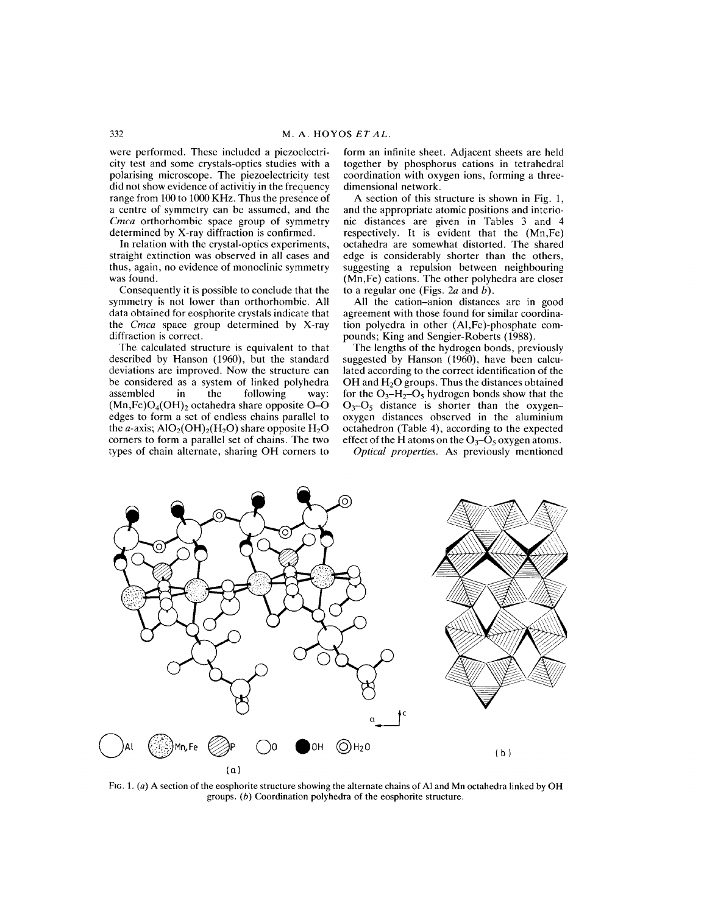were performed. These included a piezoelectricity test and some crystals-optics studies with a polarising microscope. The piezoelectricity test did not show evidence of activitiy in the frequency range from 100 to 1000 KHz. Thus the presence of a centre of symmetry can be assumed, and the *Cmca* orthorhombic space group of symmetry determined by X-ray diffraction is confirmed.

In relation with the crystal-optics experiments, straight extinction was observed in all cases and thus, again, no evidence of monoclinic symmetry was found.

Consequently it is possible to conclude that the symmetry is not lower than orthorhombic. All data obtained for eosphorite crystals indicate that the *Cmca* space group determined by X-ray diffraction is correct.

The calculated structure is equivalent to that described by Hanson (1960), but the standard deviations are improved. Now the structure can be considered as a system of linked polyhedra assembled in the following way: $(Mn,Fe)O_4(OH)_2$ octahedra share opposite O–O edges to form a set of endless chains parallel to the *a*-axis; $AlO_2(OH)_2(H_2O)$ share opposite $H_2O$ corners to form a parallel set of chains. The two types of chain alternate, sharing OH corners to form an infinite sheet. Adjacent sheets are held together by phosphorus cations in tetrahedral coordination with oxygen ions, forming a three-dimensional network.

A section of this structure is shown in Fig. 1, and the appropriate atomic positions and interionic distances are given in Tables 3 and 4 respectively. It is evident that the (Mn,Fe) octahedra are somewhat distorted. The shared edge is considerably shorter than the others, suggesting a repulsion between neighbouring (Mn,Fe) cations. The other polyhedra are closer to a regular one (Figs. 2*a* and *b*).

All the cation–anion distances are in good agreement with those found for similar coordination polyedra in other (Al,Fe)-phosphate compounds; King and Sengier-Roberts (1988).

The lengths of the hydrogen bonds, previously suggested by Hanson (1960), have been calculated according to the correct identification of the OH and $H_2O$ groups. Thus the distances obtained for the $O_3$–$H_2$–$O_5$ hydrogen bonds show that the $O_3$–$O_5$ distance is shorter than the oxygen-oxygen distances observed in the aluminium octahedron (Table 4), according to the expected effect of the H atoms on the $O_3$–$O_5$ oxygen atoms.

*Optical properties.* As previously mentioned

FIG. 1. (*a*) A section of the eosphorite structure showing the alternate chains of Al and Mn octahedra linked by OH groups. (*b*) Coordination polyhedra of the eosphorite structure.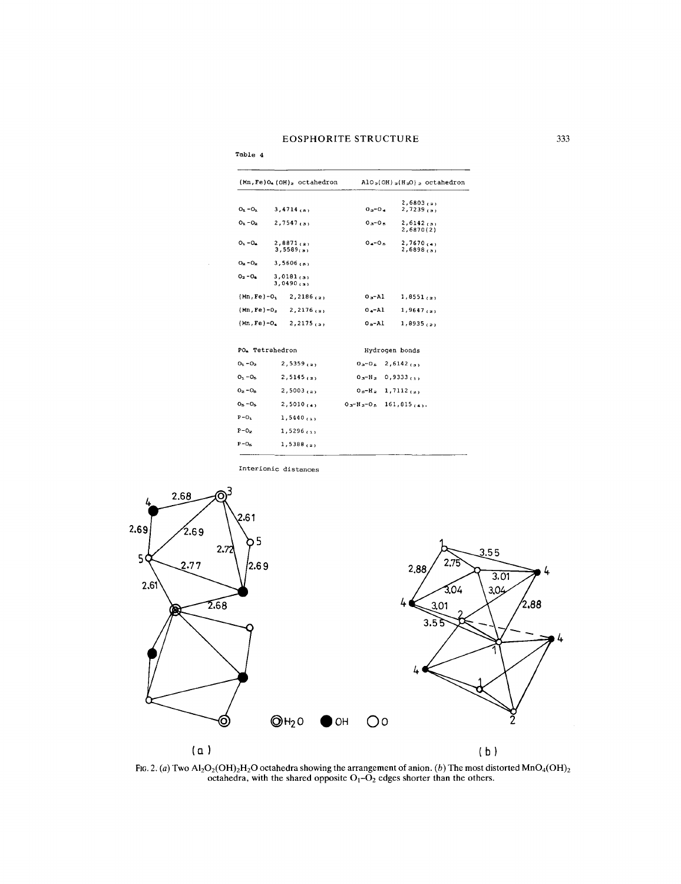Table 4

| $(Mn,Fe)O_4(OH)_2$ octahedron | | $AlO_2(OH)_2(H_2O)_2$ octahedron | |
|---|---|---|---|
| | | $O_3$-$O_4$ | 2,6803 (2) 2,7239 (3) |
| $O_1$-$O_1$ | 3,4714 (8) | | |
| $O_1$-$O_2$ | 2,7547 (3) | $O_3$-$O_5$ | 2,6142 (3) 2,6870 (2) |
| $O_1$-$O_4$ | 2,8871 (2) 3,5589 (3) | $O_4$-$O_5$ | 2,7670 (4) 2,6898 (3) |
| $O_2$-$O_2$ | 3,5606 (8) | | |
| $O_2$-$O_4$ | 3,0181 (3) 3,0490 (3) | | |
| (Mn,Fe)-$O_1$ | 2,2186 (2) | $O_3$-Al | 1,8551 (2) |
| (Mn,Fe)-$O_2$ | 2,2176 (2) | $O_4$-Al | 1,9647 (2) |
| (Mn,Fe)-$O_4$ | 2,2175 (3) | $O_5$-Al | 1,8935 (2) |
| | | | |
| $PO_4$ Tetrahedron | | Hydrogen bonds | |
| $O_1$-$O_2$ | 2,5359 (2) | $O_3$-$O_5$ | 2,6142 (3) |
| $O_1$-$O_5$ | 2,5145 (2) | $O_3$-$H_2$ | 0,9333 (1) |
| $O_2$-$O_5$ | 2,5003 (2) | $O_5$-$H_2$ | 1,7112 (2) |
| $O_5$-$O_5$ | 2,5010 (4) | $O_3$-$H_2$-$O_5$ | 161,815 (4). |
| P-$O_1$ | 1,5440 (1) | | |
| P-$O_2$ | 1,5296 (1) | | |
| P-$O_5$ | 1,5388 (2) | | |

Interionic distances

FIG. 2. (*a*) Two $Al_2O_2(OH)_2H_2O$ octahedra showing the arrangement of anion. (*b*) The most distorted $MnO_4(OH)_2$ octahedra, with the shared opposite $O_1$–$O_2$ edges shorter than the others.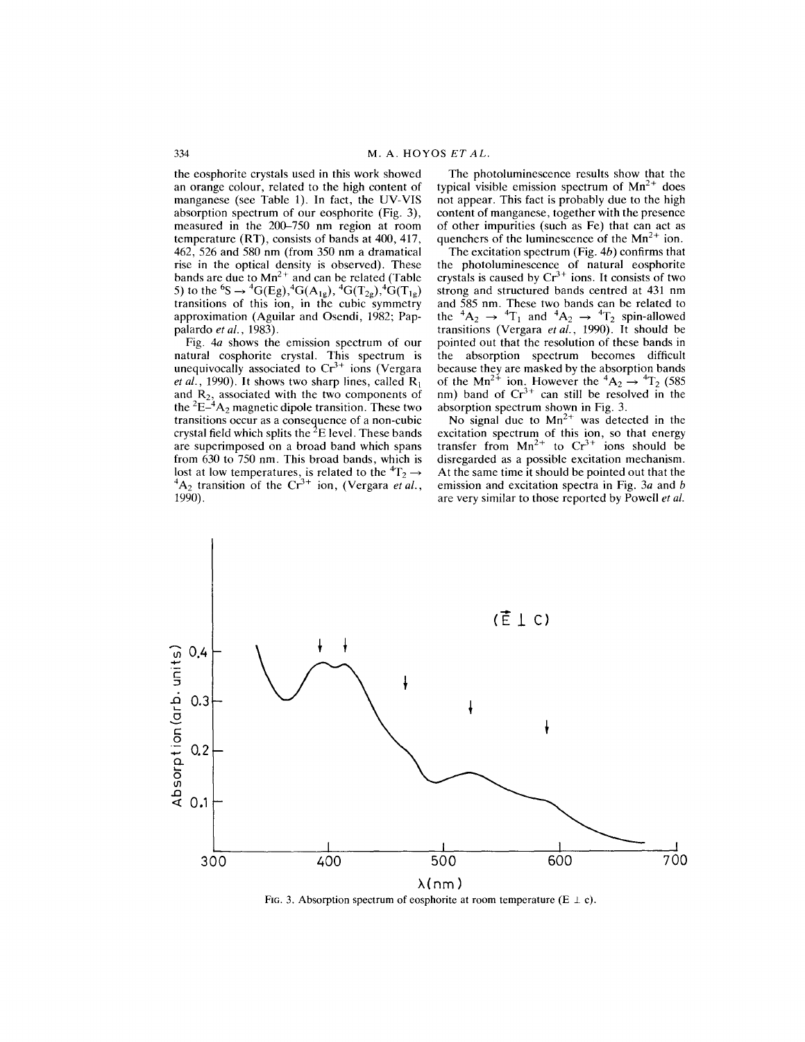the eosphorite crystals used in this work showed an orange colour, related to the high content of manganese (see Table 1). In fact, the UV-VIS absorption spectrum of our eosphorite (Fig. 3), measured in the 200–750 nm region at room temperature (RT), consists of bands at 400, 417, 462, 526 and 580 nm (from 350 nm a dramatical rise in the optical density is observed). These bands are due to $Mn^{2+}$ and can be related (Table 5) to the $^6S \rightarrow {}^4G(E_g), {}^4G(A_{1g}), {}^4G(T_{2g}), {}^4G(T_{1g})$ transitions of this ion, in the cubic symmetry approximation (Aguilar and Osendi, 1982; Pappalardo *et al.*, 1983).

Fig. 4*a* shows the emission spectrum of our natural eosphorite crystal. This spectrum is unequivocally associated to $Cr^{3+}$ ions (Vergara *et al.*, 1990). It shows two sharp lines, called $R_1$ and $R_2$, associated with the two components of the $^2E$–$^4A_2$ magnetic dipole transition. These two transitions occur as a consequence of a non-cubic crystal field which splits the $^2E$ level. These bands are superimposed on a broad band which spans from 630 to 750 nm. This broad bands, which is lost at low temperatures, is related to the $^4T_2 \rightarrow {}^4A_2$ transition of the $Cr^{3+}$ ion, (Vergara *et al.*, 1990).

The photoluminescence results show that the typical visible emission spectrum of $Mn^{2+}$ does not appear. This fact is probably due to the high content of manganese, together with the presence of other impurities (such as Fe) that can act as quenchers of the luminescence of the $Mn^{2+}$ ion.

The excitation spectrum (Fig. 4*b*) confirms that the photoluminescence of natural eosphorite crystals is caused by $Cr^{3+}$ ions. It consists of two strong and structured bands centred at 431 nm and 585 nm. These two bands can be related to the $^4A_2 \rightarrow {}^4T_1$ and $^4A_2 \rightarrow {}^4T_2$ spin-allowed transitions (Vergara *et al.*, 1990). It should be pointed out that the resolution of these bands in the absorption spectrum becomes difficult because they are masked by the absorption bands of the $Mn^{2+}$ ion. However the $^4A_2 \rightarrow {}^4T_2$ (585 nm) band of $Cr^{3+}$ can still be resolved in the absorption spectrum shown in Fig. 3.

No signal due to $Mn^{2+}$ was detected in the excitation spectrum of this ion, so that energy transfer from $Mn^{2+}$ to $Cr^{3+}$ ions should be disregarded as a possible excitation mechanism. At the same time it should be pointed out that the emission and excitation spectra in Fig. 3*a* and *b* are very similar to those reported by Powell *et al.*

FIG. 3. Absorption spectrum of eosphorite at room temperature (E ⊥ c).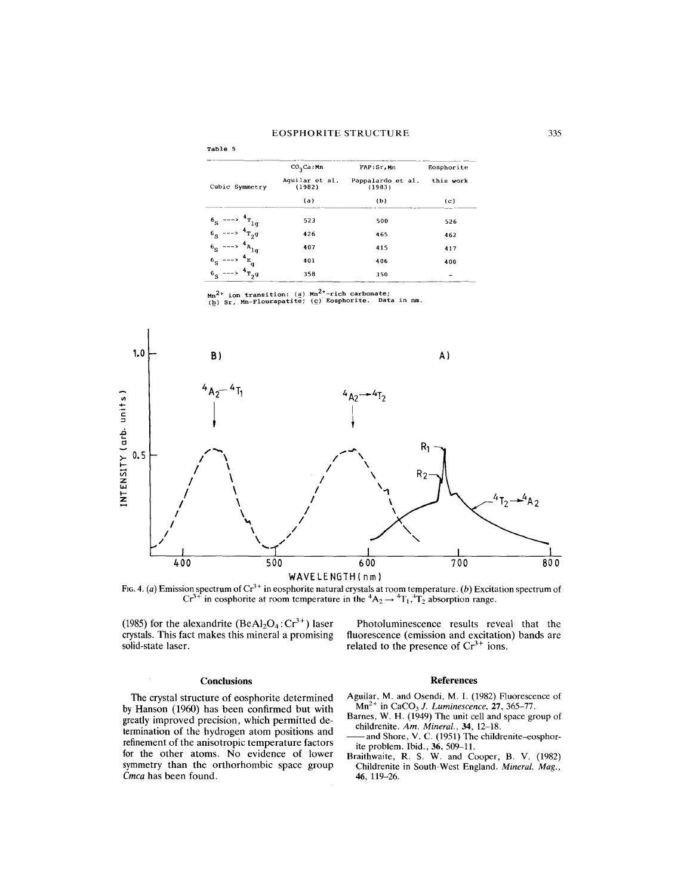Table 5

| Cubic Symmetry | $CO_3Ca$:Mn | FAP:Sr,Mn | Eosphorite |
|---|---|---|---|
| | Aguilar et al. (1982) | Pappalardo et al. (1983) | this work |
| | (a) | (b) | (c) |
| $^6S \rightarrow {}^4T_{1g}$ | 523 | 500 | 526 |
| $^6S \rightarrow {}^4T_{2g}$ | 426 | 465 | 462 |
| $^6S \rightarrow {}^4A_{1g}$ | 407 | 415 | 417 |
| $^6S \rightarrow {}^4E_g$ | 401 | 406 | 400 |
| $^6S \rightarrow {}^4T_{2g}$ | 358 | 350 | - |

$Mn^{2+}$ ion transition: (a) $Mn^{2+}$-rich carbonate; (b) Sr, Mn-Flourapatite; (c) Eosphorite. Data in nm.

FIG. 4. (*a*) Emission spectrum of $Cr^{3+}$ in eosphorite natural crystals at room temperature. (*b*) Excitation spectrum of $Cr^{3+}$ in eosphorite at room temperature in the $^4A_2 \rightarrow {}^4T_1, {}^4T_2$ absorption range.

(1985) for the alexandrite ($BeAl_2O_4:Cr^{3+}$) laser crystals. This fact makes this mineral a promising solid-state laser.

Photoluminescence results reveal that the fluorescence (emission and excitation) bands are related to the presence of $Cr^{3+}$ ions.

## Conclusions

The crystal structure of eosphorite determined by Hanson (1960) has been confirmed but with greatly improved precision, which permitted determination of the hydrogen atom positions and refinement of the anisotropic temperature factors for the other atoms. No evidence of lower symmetry than the orthorhombic space group *Cmca* has been found.

## References

Aguilar, M. and Osendi, M. I. (1982) Fluorescence of $Mn^{2+}$ in $CaCO_3$ *J. Luminescence*, **27**, 365–77.

Barnes, W. H. (1949) The unit cell and space group of childrenite. *Am. Mineral.*, **34**, 12–18.

—— and Shore, V. C. (1951) The childrenite–eosphorite problem. Ibid., **36**, 509–11.

Braithwaite, R. S. W. and Cooper, B. V. (1982) Childrenite in South-West England. *Mineral. Mag.*, **46**, 119–26.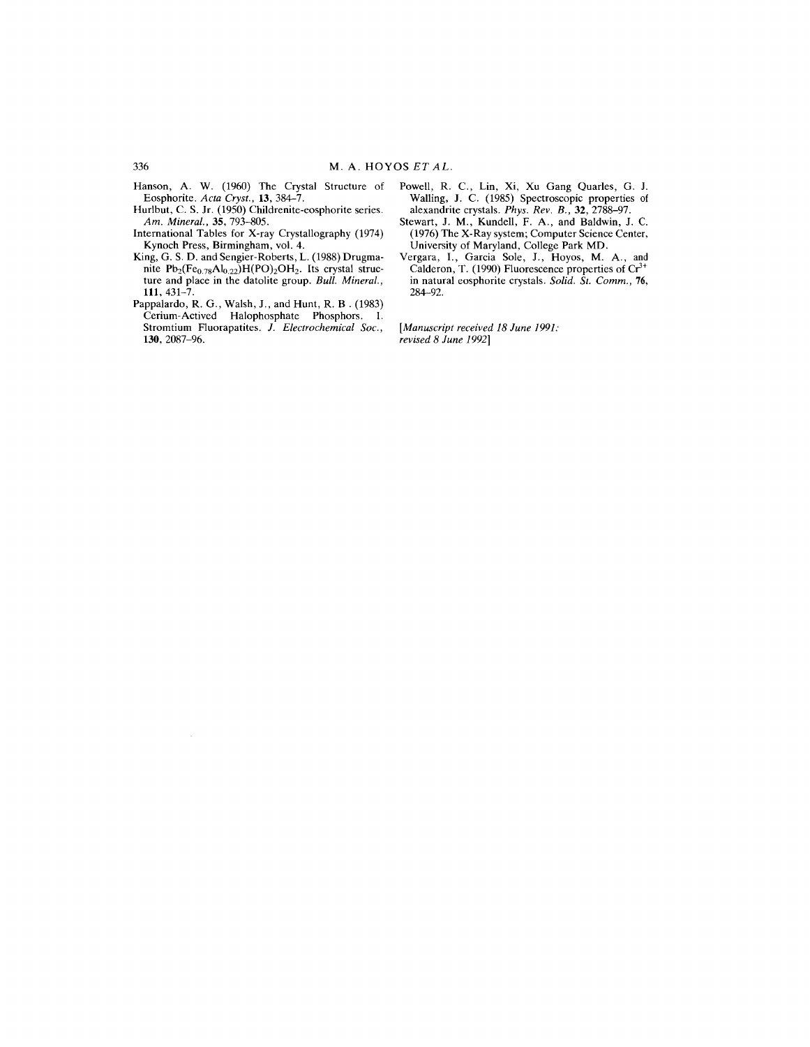Hanson, A. W. (1960) The Crystal Structure of Eosphorite. *Acta Cryst.*, **13**, 384–7.

Hurlbut, C. S. Jr. (1950) Childrenite-eosphorite series. *Am. Mineral.*, **35**, 793–805.

International Tables for X-ray Crystallography (1974) Kynoch Press, Birmingham, vol. 4.

King, G. S. D. and Sengier-Roberts, L. (1988) Drugmanite $Pb_2(Fe_{0.78}Al_{0.22})H(PO)_2OH_2$. Its crystal structure and place in the datolite group. *Bull. Mineral.*, **111**, 431–7.

Pappalardo, R. G., Walsh, J., and Hunt, R. B . (1983) Cerium-Actived Halophosphate Phosphors. I. Stromtium Fluorapatites. *J. Electrochemical Soc.*, **130**, 2087–96.

Powell, R. C., Lin, Xi, Xu Gang Quarles, G. J. Walling, J. C. (1985) Spectroscopic properties of alexandrite crystals. *Phys. Rev. B.*, **32**, 2788–97.

Stewart, J. M., Kundell, F. A., and Baldwin, J. C. (1976) The X-Ray system; Computer Science Center, University of Maryland, College Park MD.

Vergara, I., Garcia Sole, J., Hoyos, M. A., and Calderon, T. (1990) Fluorescence properties of $Cr^{3+}$ in natural eosphorite crystals. *Solid. St. Comm.*, **76**, 284–92.

*[Manuscript received 18 June 1991; revised 8 June 1992]*